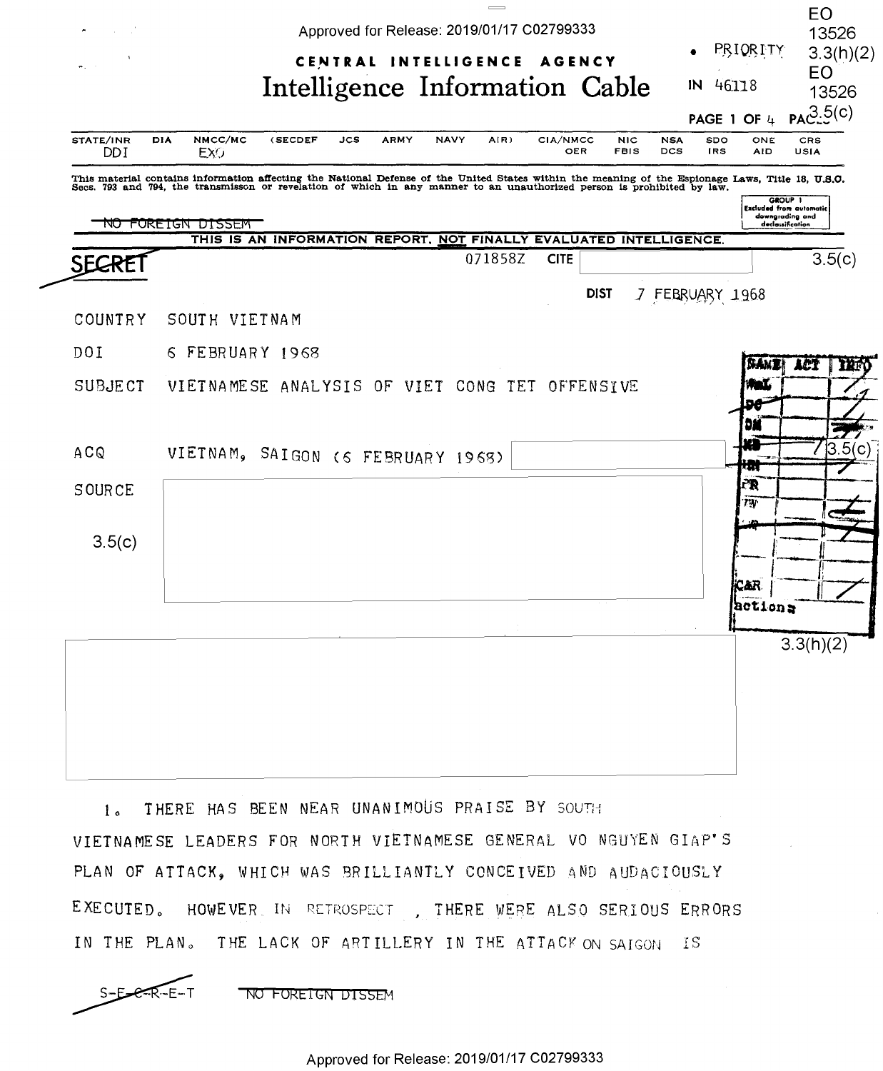EO 13526 3.3(h)(2)
EO 13526 3.5(c)

CENTRAL INTELLIGENCE AGENCY

# Intelligence Information Cable

• PRIORITY

IN 46118

PAGE 1 OF 4 PAGES

| STATE/INR | DIA | NMCC/MC | (SECDEF | JCS | ARMY | NAVY | AIR) | CIA/NMCC | NIC | NSA | SDO | ONE | CRS |
|---|---|---|---|---|---|---|---|---|---|---|---|---|---|
| DDI | | EXO | | | | | | OER | FBIS | DCS | IRS | AID | USIA |

This material contains information affecting the National Defense of the United States within the meaning of the Espionage Laws, Title 18, U.S.C. Secs. 793 and 794, the transmisson or revelation of which in any manner to an unauthorized person is prohibited by law.

GROUP 1
Excluded from automatic downgrading and declassification

~~NO FOREIGN DISSEM~~

THIS IS AN INFORMATION REPORT, NOT FINALLY EVALUATED INTELLIGENCE.

~~SECRET~~ 071858Z CITE [redacted] 3.5(c)

DIST 7 FEBRUARY 1968

COUNTRY SOUTH VIETNAM

DOI 6 FEBRUARY 1968

SUBJECT VIETNAMESE ANALYSIS OF VIET CONG TET OFFENSIVE

ACQ VIETNAM, SAIGON (6 FEBRUARY 1968) [redacted] 3.5(c)

SOURCE [redacted]

3.5(c)

[redacted] 3.3(h)(2)

1. THERE HAS BEEN NEAR UNANIMOUS PRAISE BY SOUTH VIETNAMESE LEADERS FOR NORTH VIETNAMESE GENERAL VO NGUYEN GIAP'S PLAN OF ATTACK, WHICH WAS BRILLIANTLY CONCEIVED AND AUDACIOUSLY EXECUTED. HOWEVER IN RETROSPECT , THERE WERE ALSO SERIOUS ERRORS IN THE PLAN. THE LACK OF ARTILLERY IN THE ATTACK ON SAIGON IS

~~S-E-C-R-E-T~~ ~~NO FOREIGN DISSEM~~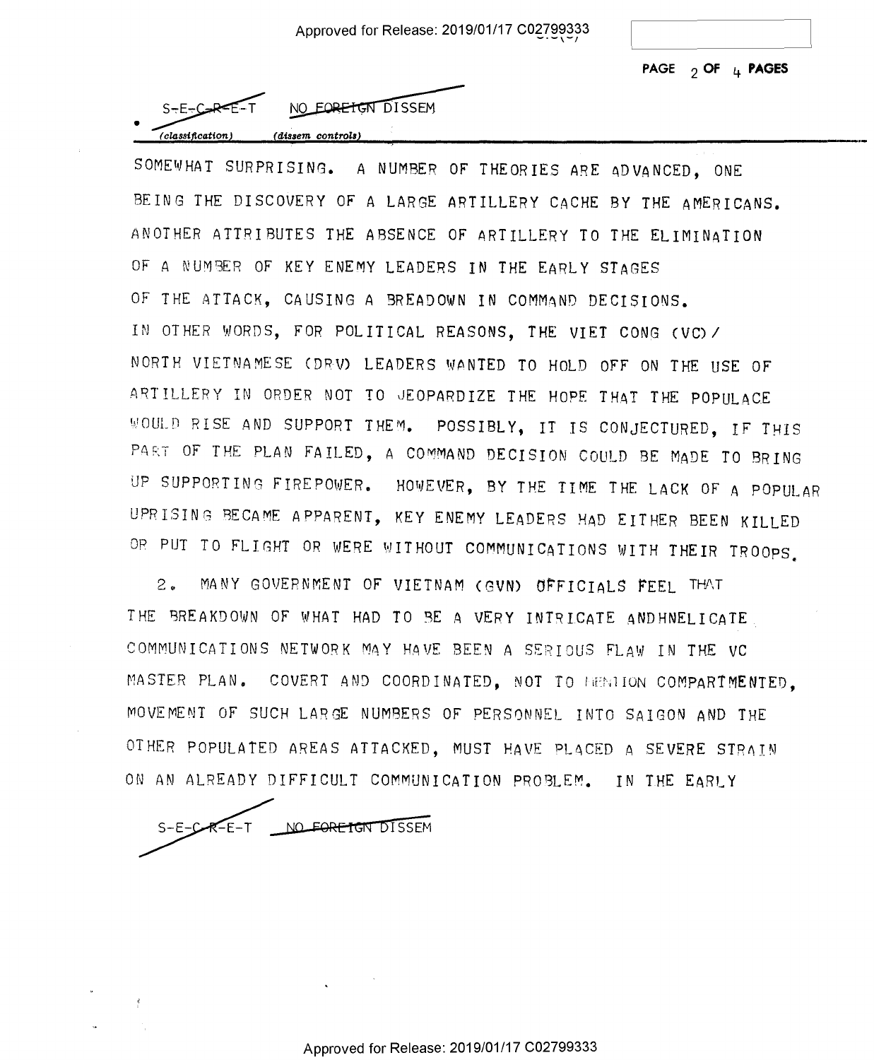S-E-C-R-E-T NO FOREIGN DISSEM

(classification) (dissem controls)

SOMEWHAT SURPRISING. A NUMBER OF THEORIES ARE ADVANCED, ONE BEING THE DISCOVERY OF A LARGE ARTILLERY CACHE BY THE AMERICANS. ANOTHER ATTRIBUTES THE ABSENCE OF ARTILLERY TO THE ELIMINATION OF A NUMBER OF KEY ENEMY LEADERS IN THE EARLY STAGES OF THE ATTACK, CAUSING A BREADOWN IN COMMAND DECISIONS. IN OTHER WORDS, FOR POLITICAL REASONS, THE VIET CONG (VC)/ NORTH VIETNAMESE (DRV) LEADERS WANTED TO HOLD OFF ON THE USE OF ARTILLERY IN ORDER NOT TO JEOPARDIZE THE HOPE THAT THE POPULACE WOULD RISE AND SUPPORT THEM. POSSIBLY, IT IS CONJECTURED, IF THIS PART OF THE PLAN FAILED, A COMMAND DECISION COULD BE MADE TO BRING UP SUPPORTING FIREPOWER. HOWEVER, BY THE TIME THE LACK OF A POPULAR UPRISING BECAME APPARENT, KEY ENEMY LEADERS HAD EITHER BEEN KILLED OR PUT TO FLIGHT OR WERE WITHOUT COMMUNICATIONS WITH THEIR TROOPS.

2. MANY GOVERNMENT OF VIETNAM (GVN) OFFICIALS FEEL THAT THE BREAKDOWN OF WHAT HAD TO BE A VERY INTRICATE ANDHNELICATE COMMUNICATIONS NETWORK MAY HAVE BEEN A SERIOUS FLAW IN THE VC MASTER PLAN. COVERT AND COORDINATED, NOT TO MENTION COMPARTMENTED, MOVEMENT OF SUCH LARGE NUMBERS OF PERSONNEL INTO SAIGON AND THE OTHER POPULATED AREAS ATTACKED, MUST HAVE PLACED A SEVERE STRAIN ON AN ALREADY DIFFICULT COMMUNICATION PROBLEM. IN THE EARLY

S-E-C-R-E-T NO FOREIGN DISSEM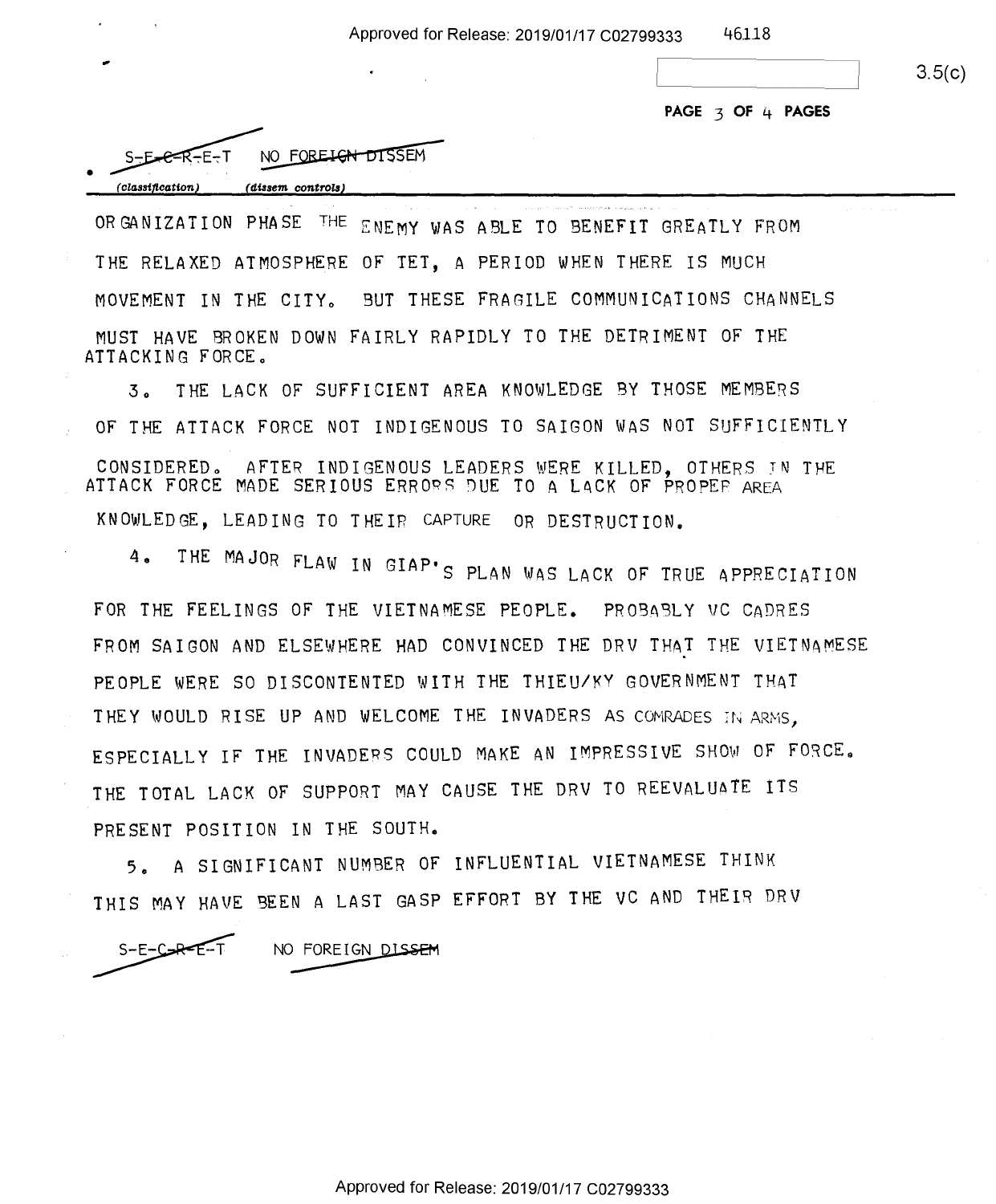S-E-C-R-E-T NO FOREIGN DISSEM

(classification) (dissem controls)

ORGANIZATION PHASE THE ENEMY WAS ABLE TO BENEFIT GREATLY FROM THE RELAXED ATMOSPHERE OF TET, A PERIOD WHEN THERE IS MUCH MOVEMENT IN THE CITY. BUT THESE FRAGILE COMMUNICATIONS CHANNELS MUST HAVE BROKEN DOWN FAIRLY RAPIDLY TO THE DETRIMENT OF THE ATTACKING FORCE.

3. THE LACK OF SUFFICIENT AREA KNOWLEDGE BY THOSE MEMBERS OF THE ATTACK FORCE NOT INDIGENOUS TO SAIGON WAS NOT SUFFICIENTLY CONSIDERED. AFTER INDIGENOUS LEADERS WERE KILLED, OTHERS IN THE ATTACK FORCE MADE SERIOUS ERRORS DUE TO A LACK OF PROPER AREA KNOWLEDGE, LEADING TO THEIR CAPTURE OR DESTRUCTION.

4. THE MAJOR FLAW IN GIAP'S PLAN WAS LACK OF TRUE APPRECIATION FOR THE FEELINGS OF THE VIETNAMESE PEOPLE. PROBABLY VC CADRES FROM SAIGON AND ELSEWHERE HAD CONVINCED THE DRV THAT THE VIETNAMESE PEOPLE WERE SO DISCONTENTED WITH THE THIEU/KY GOVERNMENT THAT THEY WOULD RISE UP AND WELCOME THE INVADERS AS COMRADES IN ARMS, ESPECIALLY IF THE INVADERS COULD MAKE AN IMPRESSIVE SHOW OF FORCE. THE TOTAL LACK OF SUPPORT MAY CAUSE THE DRV TO REEVALUATE ITS PRESENT POSITION IN THE SOUTH.

5. A SIGNIFICANT NUMBER OF INFLUENTIAL VIETNAMESE THINK THIS MAY HAVE BEEN A LAST GASP EFFORT BY THE VC AND THEIR DRV

S-E-C-R-E-T NO FOREIGN DISSEM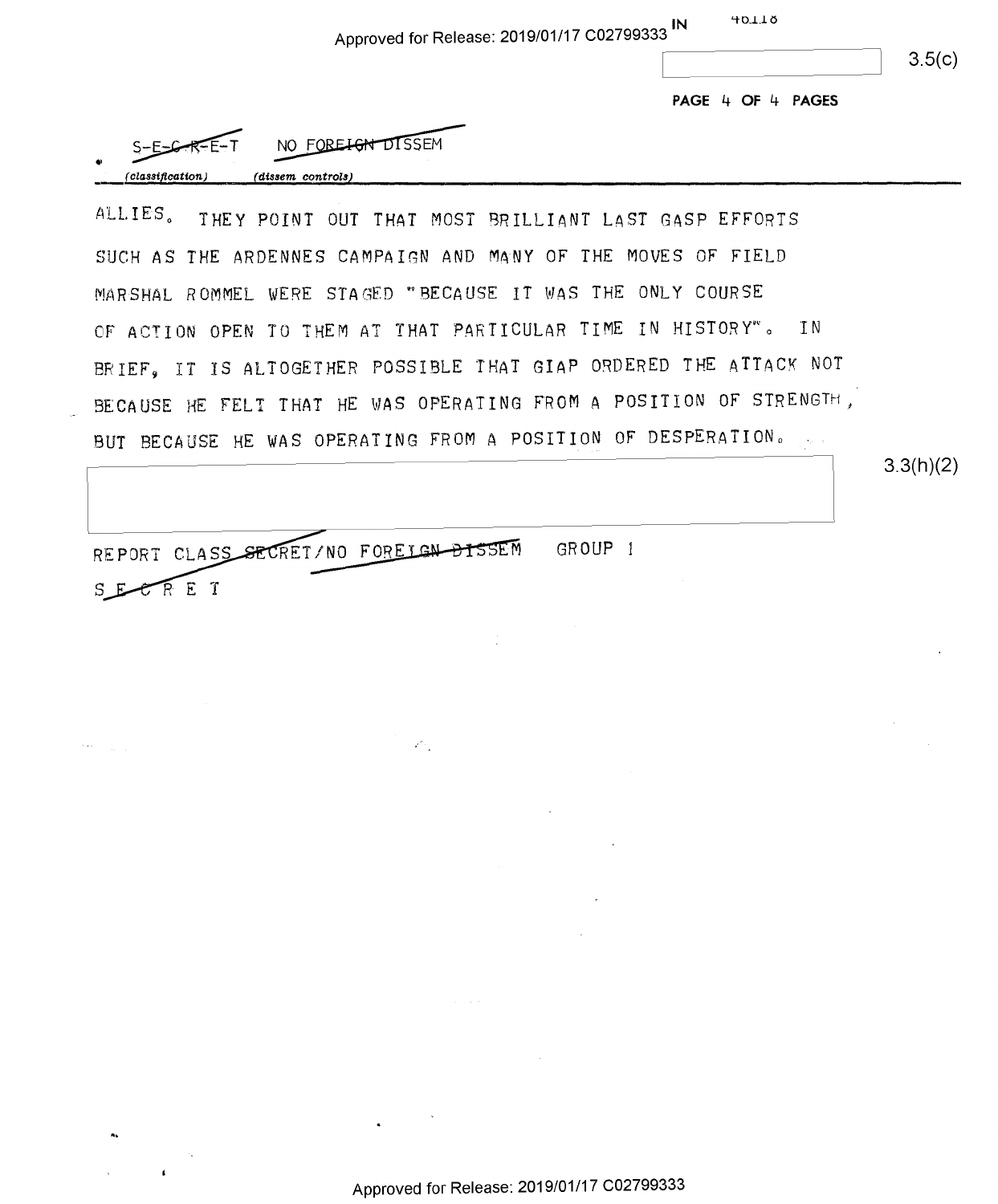S-E-C-R-E-T NO FOREIGN DISSEM

(classification) (dissem controls)

ALLIES. THEY POINT OUT THAT MOST BRILLIANT LAST GASP EFFORTS SUCH AS THE ARDENNES CAMPAIGN AND MANY OF THE MOVES OF FIELD MARSHAL ROMMEL WERE STAGED "BECAUSE IT WAS THE ONLY COURSE OF ACTION OPEN TO THEM AT THAT PARTICULAR TIME IN HISTORY". IN BRIEF, IT IS ALTOGETHER POSSIBLE THAT GIAP ORDERED THE ATTACK NOT BECAUSE HE FELT THAT HE WAS OPERATING FROM A POSITION OF STRENGTH, BUT BECAUSE HE WAS OPERATING FROM A POSITION OF DESPERATION.

3.3(h)(2)

REPORT CLASS SECRET/NO FOREIGN DISSEM GROUP 1

SECRET